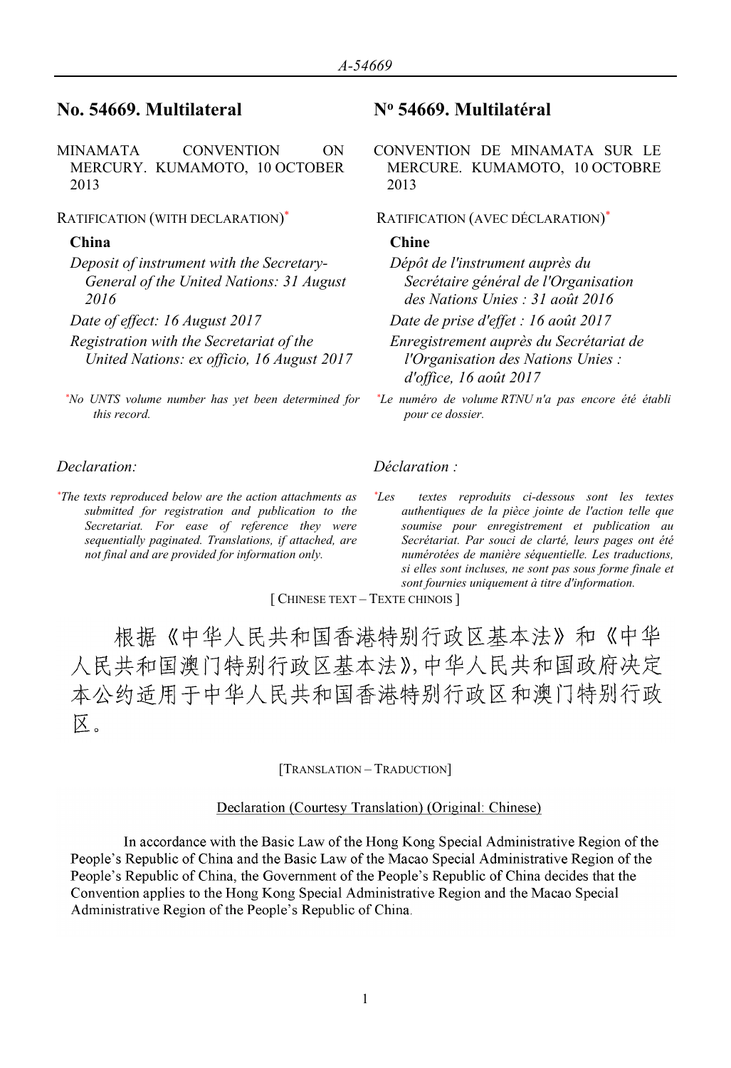## No. 54669. Multilateral

MINAMATA CONVENTION ON MERCURY. KUMAMOTO, 10 OCTOBER 2013

RATIFICATION (WITH DECLARATION)*

**China**

*Deposit of instrument with the Secretary-General of the United Nations: 31 August 2016*

*Date of effect: 16 August 2017*

*Registration with the Secretariat of the United Nations: ex officio, 16 August 2017*

*No UNTS volume number has yet been determined for this record.

## Nº 54669. Multilatéral

CONVENTION DE MINAMATA SUR LE MERCURE. KUMAMOTO, 10 OCTOBRE 2013

RATIFICATION (AVEC DÉCLARATION)*

**Chine**

*Dépôt de l'instrument auprès du Secrétaire général de l'Organisation des Nations Unies : 31 août 2016*

*Date de prise d'effet : 16 août 2017*

*Enregistrement auprès du Secrétariat de l'Organisation des Nations Unies : d'office, 16 août 2017*

*Le numéro de volume RTNU n'a pas encore été établi pour ce dossier.

*Declaration:*

*The texts reproduced below are the action attachments as submitted for registration and publication to the Secretariat. For ease of reference they were sequentially paginated. Translations, if attached, are not final and are provided for information only.

*Déclaration :*

*Les textes reproduits ci-dessous sont les textes authentiques de la pièce jointe de l'action telle que soumise pour enregistrement et publication au Secrétariat. Par souci de clarté, leurs pages ont été numérotées de manière séquentielle. Les traductions, si elles sont incluses, ne sont pas sous forme finale et sont fournies uniquement à titre d'information.

[ CHINESE TEXT – TEXTE CHINOIS ]

根据《中华人民共和国香港特别行政区基本法》和《中华人民共和国澳门特别行政区基本法》，中华人民共和国政府决定本公约适用于中华人民共和国香港特别行政区和澳门特别行政区。

[TRANSLATION – TRADUCTION]

Declaration (Courtesy Translation) (Original: Chinese)

In accordance with the Basic Law of the Hong Kong Special Administrative Region of the People's Republic of China and the Basic Law of the Macao Special Administrative Region of the People's Republic of China, the Government of the People's Republic of China decides that the Convention applies to the Hong Kong Special Administrative Region and the Macao Special Administrative Region of the People's Republic of China.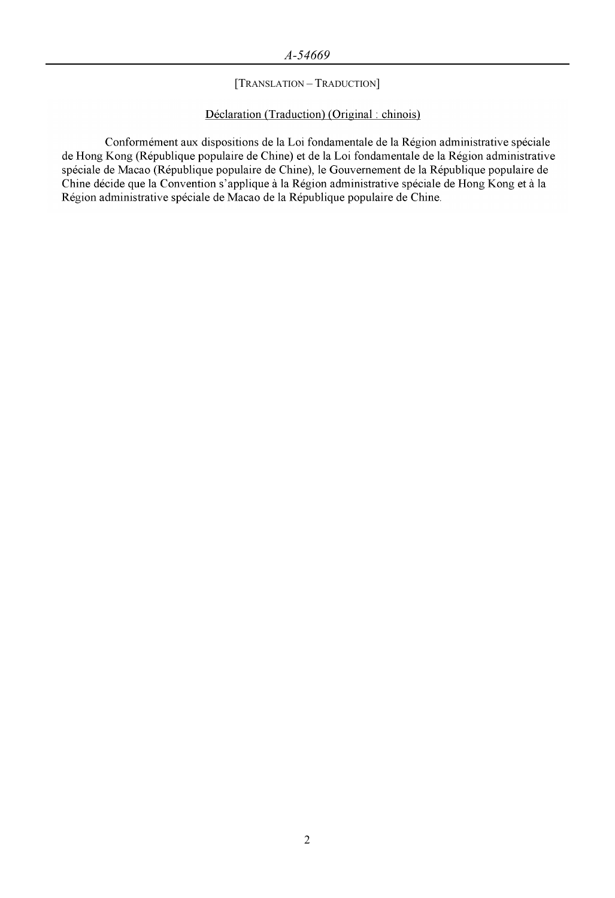[TRANSLATION – TRADUCTION]

Déclaration (Traduction) (Original : chinois)

Conformément aux dispositions de la Loi fondamentale de la Région administrative spéciale de Hong Kong (République populaire de Chine) et de la Loi fondamentale de la Région administrative spéciale de Macao (République populaire de Chine), le Gouvernement de la République populaire de Chine décide que la Convention s'applique à la Région administrative spéciale de Hong Kong et à la Région administrative spéciale de Macao de la République populaire de Chine.